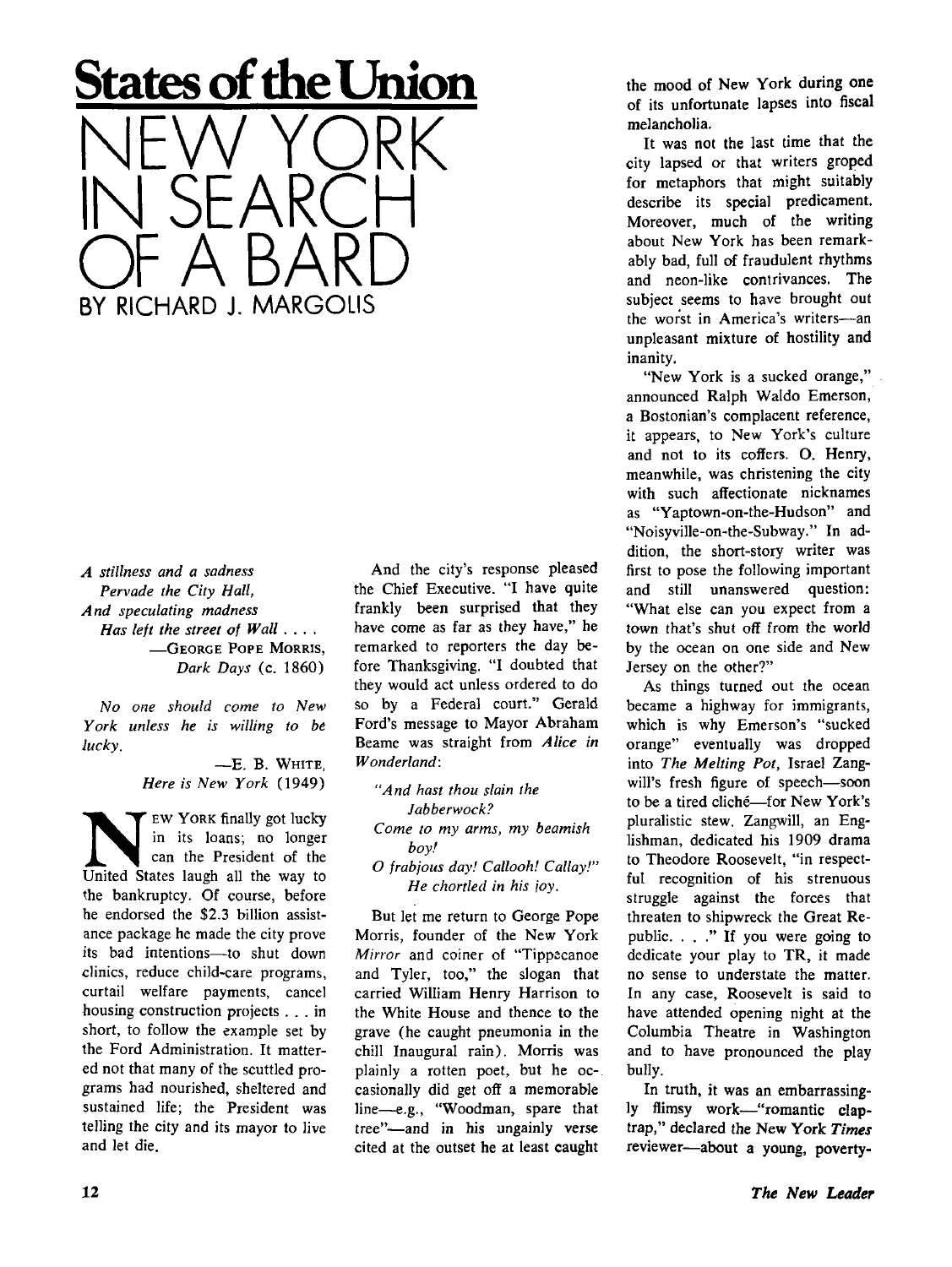# States of the Union

# NEW YORK IN SEARCH OF A BARD

BY RICHARD J. MARGOLIS

> *A stillness and a sadness*
> *Pervade the City Hall,*
> *And speculating madness*
> *Has left the street of Wall . . . .*
>
> —GEORGE POPE MORRIS, *Dark Days* (c. 1860)

> *No one should come to New York unless he is willing to be lucky.*
>
> —E. B. WHITE, *Here is New York* (1949)

NEW YORK finally got lucky in its loans; no longer can the President of the United States laugh all the way to the bankruptcy. Of course, before he endorsed the $2.3 billion assistance package he made the city prove its bad intentions—to shut down clinics, reduce child-care programs, curtail welfare payments, cancel housing construction projects . . . in short, to follow the example set by the Ford Administration. It mattered not that many of the scuttled programs had nourished, sheltered and sustained life; the President was telling the city and its mayor to live and let die.

And the city's response pleased the Chief Executive. "I have quite frankly been surprised that they have come as far as they have," he remarked to reporters the day before Thanksgiving. "I doubted that they would act unless ordered to do so by a Federal court." Gerald Ford's message to Mayor Abraham Beame was straight from *Alice in Wonderland*:

> *"And hast thou slain the Jabberwock?*
> *Come to my arms, my beamish boy!*
> *O frabjous day! Callooh! Callay!"*
> *He chortled in his joy.*

But let me return to George Pope Morris, founder of the New York *Mirror* and coiner of "Tippecanoe and Tyler, too," the slogan that carried William Henry Harrison to the White House and thence to the grave (he caught pneumonia in the chill Inaugural rain). Morris was plainly a rotten poet, but he occasionally did get off a memorable line—e.g., "Woodman, spare that tree"—and in his ungainly verse cited at the outset he at least caught the mood of New York during one of its unfortunate lapses into fiscal melancholia.

It was not the last time that the city lapsed or that writers groped for metaphors that might suitably describe its special predicament. Moreover, much of the writing about New York has been remarkably bad, full of fraudulent rhythms and neon-like contrivances. The subject seems to have brought out the worst in America's writers—an unpleasant mixture of hostility and inanity.

"New York is a sucked orange," announced Ralph Waldo Emerson, a Bostonian's complacent reference, it appears, to New York's culture and not to its coffers. O. Henry, meanwhile, was christening the city with such affectionate nicknames as "Yaptown-on-the-Hudson" and "Noisyville-on-the-Subway." In addition, the short-story writer was first to pose the following important and still unanswered question: "What else can you expect from a town that's shut off from the world by the ocean on one side and New Jersey on the other?"

As things turned out the ocean became a highway for immigrants, which is why Emerson's "sucked orange" eventually was dropped into *The Melting Pot*, Israel Zangwill's fresh figure of speech—soon to be a tired cliché—for New York's pluralistic stew. Zangwill, an Englishman, dedicated his 1909 drama to Theodore Roosevelt, "in respectful recognition of his strenuous struggle against the forces that threaten to shipwreck the Great Republic. . . ." If you were going to dedicate your play to TR, it made no sense to understate the matter. In any case, Roosevelt is said to have attended opening night at the Columbia Theatre in Washington and to have pronounced the play bully.

In truth, it was an embarrassingly flimsy work—"romantic claptrap," declared the New York *Times* reviewer—about a young, poverty-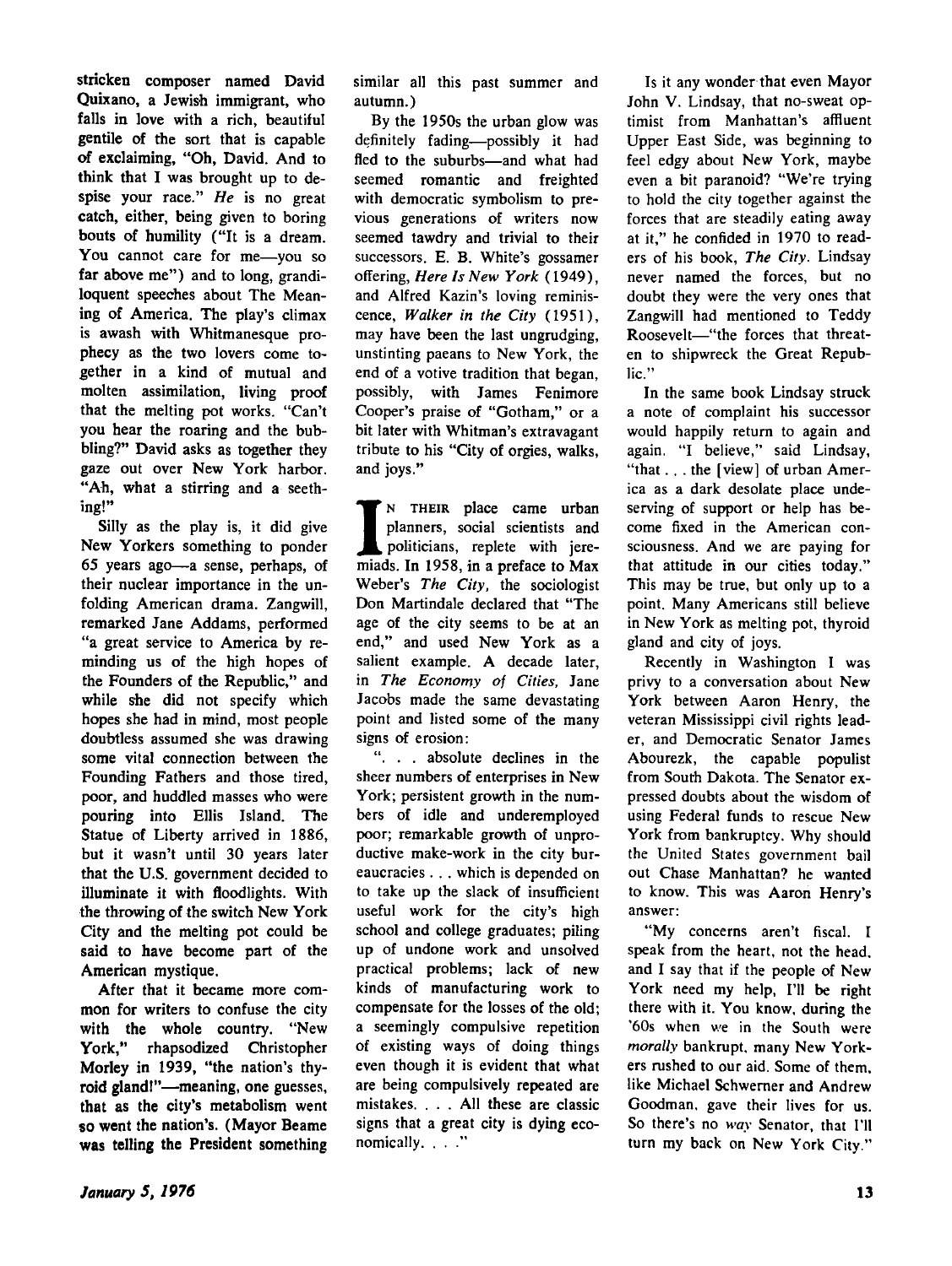stricken composer named David Quixano, a Jewish immigrant, who falls in love with a rich, beautiful gentile of the sort that is capable of exclaiming, "Oh, David. And to think that I was brought up to despise your race." *He* is no great catch, either, being given to boring bouts of humility ("It is a dream. You cannot care for me—you so far above me") and to long, grandiloquent speeches about The Meaning of America. The play's climax is awash with Whitmanesque prophecy as the two lovers come together in a kind of mutual and molten assimilation, living proof that the melting pot works. "Can't you hear the roaring and the bubbling?" David asks as together they gaze out over New York harbor. "Ah, what a stirring and a seething!"

Silly as the play is, it did give New Yorkers something to ponder 65 years ago—a sense, perhaps, of their nuclear importance in the unfolding American drama. Zangwill, remarked Jane Addams, performed "a great service to America by reminding us of the high hopes of the Founders of the Republic," and while she did not specify which hopes she had in mind, most people doubtless assumed she was drawing some vital connection between the Founding Fathers and those tired, poor, and huddled masses who were pouring into Ellis Island. The Statue of Liberty arrived in 1886, but it wasn't until 30 years later that the U.S. government decided to illuminate it with floodlights. With the throwing of the switch New York City and the melting pot could be said to have become part of the American mystique.

After that it became more common for writers to confuse the city with the whole country. "New York," rhapsodized Christopher Morley in 1939, "the nation's thyroid gland!"—meaning, one guesses, that as the city's metabolism went so went the nation's. (Mayor Beame was telling the President something similar all this past summer and autumn.)

By the 1950s the urban glow was definitely fading—possibly it had fled to the suburbs—and what had seemed romantic and freighted with democratic symbolism to previous generations of writers now seemed tawdry and trivial to their successors. E. B. White's gossamer offering, *Here Is New York* (1949), and Alfred Kazin's loving reminiscence, *Walker in the City* (1951), may have been the last ungrudging, unstinting paeans to New York, the end of a votive tradition that began, possibly, with James Fenimore Cooper's praise of "Gotham," or a bit later with Whitman's extravagant tribute to his "City of orgies, walks, and joys."

IN THEIR place came urban planners, social scientists and politicians, replete with jeremiads. In 1958, in a preface to Max Weber's *The City*, the sociologist Don Martindale declared that "The age of the city seems to be at an end," and used New York as a salient example. A decade later, in *The Economy of Cities*, Jane Jacobs made the same devastating point and listed some of the many signs of erosion:

". . . absolute declines in the sheer numbers of enterprises in New York; persistent growth in the numbers of idle and underemployed poor; remarkable growth of unproductive make-work in the city bureaucracies . . . which is depended on to take up the slack of insufficient useful work for the city's high school and college graduates; piling up of undone work and unsolved practical problems; lack of new kinds of manufacturing work to compensate for the losses of the old; a seemingly compulsive repetition of existing ways of doing things even though it is evident that what are being compulsively repeated are mistakes. . . . All these are classic signs that a great city is dying economically. . . ."

Is it any wonder that even Mayor John V. Lindsay, that no-sweat optimist from Manhattan's affluent Upper East Side, was beginning to feel edgy about New York, maybe even a bit paranoid? "We're trying to hold the city together against the forces that are steadily eating away at it," he confided in 1970 to readers of his book, *The City*. Lindsay never named the forces, but no doubt they were the very ones that Zangwill had mentioned to Teddy Roosevelt—"the forces that threaten to shipwreck the Great Republic."

In the same book Lindsay struck a note of complaint his successor would happily return to again and again. "I believe," said Lindsay, "that . . . the [view] of urban America as a dark desolate place undeserving of support or help has become fixed in the American consciousness. And we are paying for that attitude in our cities today." This may be true, but only up to a point. Many Americans still believe in New York as melting pot, thyroid gland and city of joys.

Recently in Washington I was privy to a conversation about New York between Aaron Henry, the veteran Mississippi civil rights leader, and Democratic Senator James Abourezk, the capable populist from South Dakota. The Senator expressed doubts about the wisdom of using Federal funds to rescue New York from bankruptcy. Why should the United States government bail out Chase Manhattan? he wanted to know. This was Aaron Henry's answer:

"My concerns aren't fiscal. I speak from the heart, not the head, and I say that if the people of New York need my help, I'll be right there with it. You know, during the '60s when we in the South were *morally* bankrupt, many New Yorkers rushed to our aid. Some of them, like Michael Schwerner and Andrew Goodman, gave their lives for us. So there's no *way* Senator, that I'll turn my back on New York City."